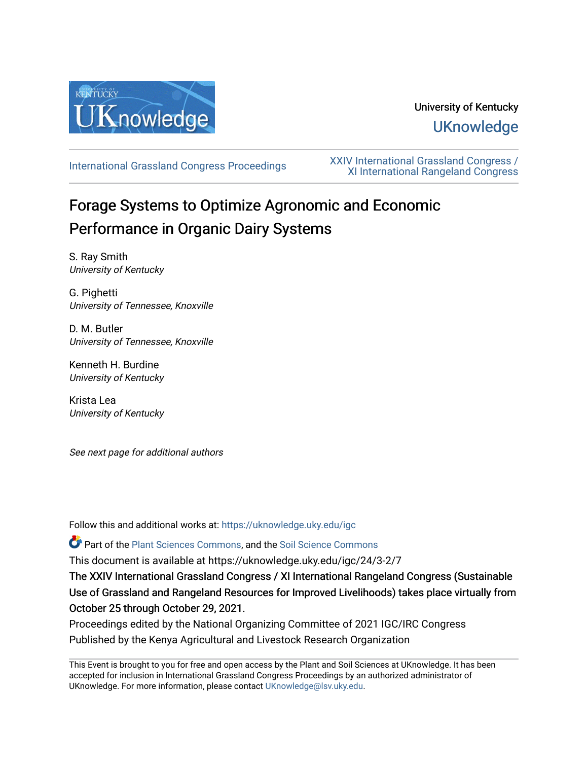University of Kentucky

UKnowledge

International Grassland Congress Proceedings

XXIV International Grassland Congress / XI International Rangeland Congress

# Forage Systems to Optimize Agronomic and Economic Performance in Organic Dairy Systems

S. Ray Smith
*University of Kentucky*

G. Pighetti
*University of Tennessee, Knoxville*

D. M. Butler
*University of Tennessee, Knoxville*

Kenneth H. Burdine
*University of Kentucky*

Krista Lea
*University of Kentucky*

*See next page for additional authors*

Follow this and additional works at: https://uknowledge.uky.edu/igc

Part of the Plant Sciences Commons, and the Soil Science Commons

This document is available at https://uknowledge.uky.edu/igc/24/3-2/7

**The XXIV International Grassland Congress / XI International Rangeland Congress (Sustainable Use of Grassland and Rangeland Resources for Improved Livelihoods) takes place virtually from October 25 through October 29, 2021.**

Proceedings edited by the National Organizing Committee of 2021 IGC/IRC Congress

Published by the Kenya Agricultural and Livestock Research Organization

This Event is brought to you for free and open access by the Plant and Soil Sciences at UKnowledge. It has been accepted for inclusion in International Grassland Congress Proceedings by an authorized administrator of UKnowledge. For more information, please contact UKnowledge@lsv.uky.edu.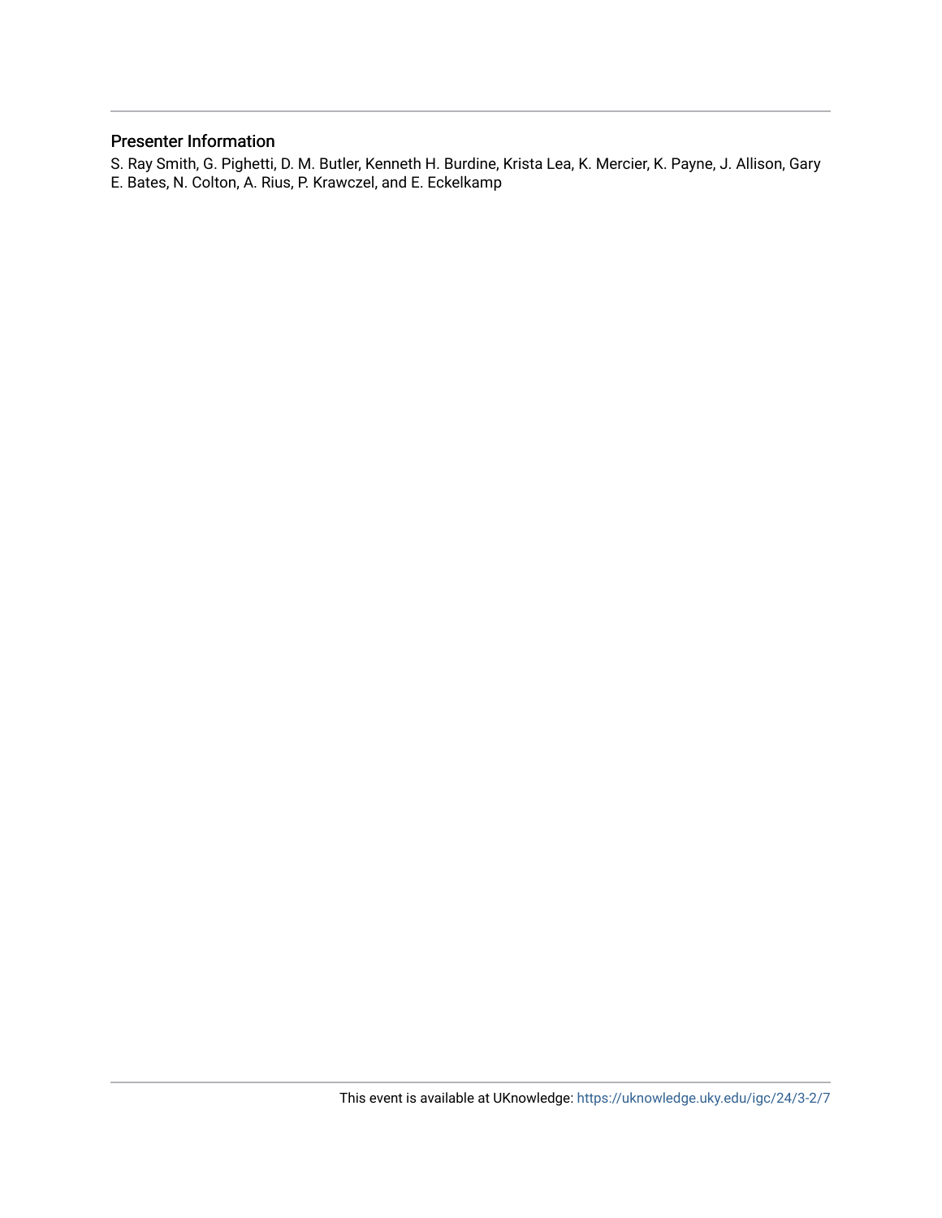## Presenter Information

S. Ray Smith, G. Pighetti, D. M. Butler, Kenneth H. Burdine, Krista Lea, K. Mercier, K. Payne, J. Allison, Gary E. Bates, N. Colton, A. Rius, P. Krawczel, and E. Eckelkamp

This event is available at UKnowledge: https://uknowledge.uky.edu/igc/24/3-2/7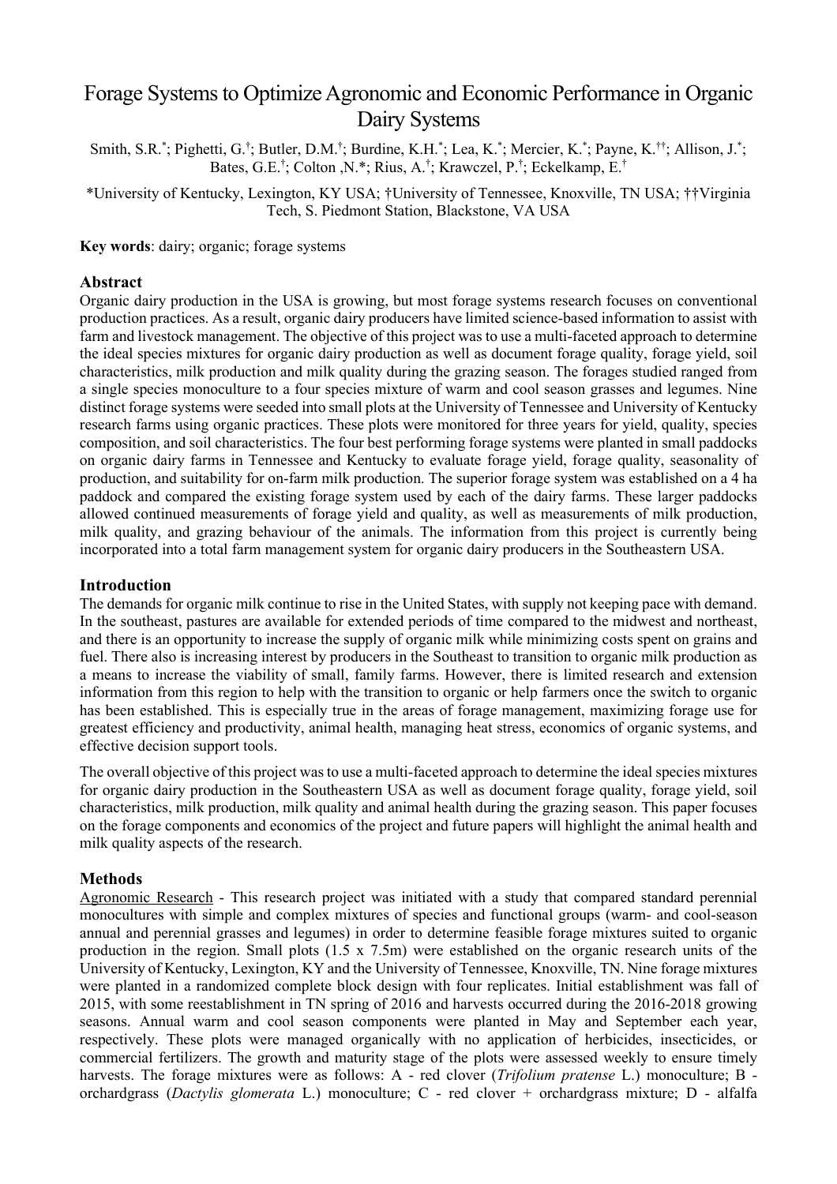# Forage Systems to Optimize Agronomic and Economic Performance in Organic Dairy Systems

Smith, S.R.[*]; Pighetti, G.[†]; Butler, D.M.[†]; Burdine, K.H.[*]; Lea, K.[*]; Mercier, K.[*]; Payne, K.[††]; Allison, J.[*]; Bates, G.E.[†]; Colton ,N.*; Rius, A.[†]; Krawczel, P.[†]; Eckelkamp, E.[†]

*University of Kentucky, Lexington, KY USA; †University of Tennessee, Knoxville, TN USA; ††Virginia Tech, S. Piedmont Station, Blackstone, VA USA

**Key words**: dairy; organic; forage systems

## Abstract

Organic dairy production in the USA is growing, but most forage systems research focuses on conventional production practices. As a result, organic dairy producers have limited science-based information to assist with farm and livestock management. The objective of this project was to use a multi-faceted approach to determine the ideal species mixtures for organic dairy production as well as document forage quality, forage yield, soil characteristics, milk production and milk quality during the grazing season. The forages studied ranged from a single species monoculture to a four species mixture of warm and cool season grasses and legumes. Nine distinct forage systems were seeded into small plots at the University of Tennessee and University of Kentucky research farms using organic practices. These plots were monitored for three years for yield, quality, species composition, and soil characteristics. The four best performing forage systems were planted in small paddocks on organic dairy farms in Tennessee and Kentucky to evaluate forage yield, forage quality, seasonality of production, and suitability for on-farm milk production. The superior forage system was established on a 4 ha paddock and compared the existing forage system used by each of the dairy farms. These larger paddocks allowed continued measurements of forage yield and quality, as well as measurements of milk production, milk quality, and grazing behaviour of the animals. The information from this project is currently being incorporated into a total farm management system for organic dairy producers in the Southeastern USA.

## Introduction

The demands for organic milk continue to rise in the United States, with supply not keeping pace with demand. In the southeast, pastures are available for extended periods of time compared to the midwest and northeast, and there is an opportunity to increase the supply of organic milk while minimizing costs spent on grains and fuel. There also is increasing interest by producers in the Southeast to transition to organic milk production as a means to increase the viability of small, family farms. However, there is limited research and extension information from this region to help with the transition to organic or help farmers once the switch to organic has been established. This is especially true in the areas of forage management, maximizing forage use for greatest efficiency and productivity, animal health, managing heat stress, economics of organic systems, and effective decision support tools.

The overall objective of this project was to use a multi-faceted approach to determine the ideal species mixtures for organic dairy production in the Southeastern USA as well as document forage quality, forage yield, soil characteristics, milk production, milk quality and animal health during the grazing season. This paper focuses on the forage components and economics of the project and future papers will highlight the animal health and milk quality aspects of the research.

## Methods

Agronomic Research - This research project was initiated with a study that compared standard perennial monocultures with simple and complex mixtures of species and functional groups (warm- and cool-season annual and perennial grasses and legumes) in order to determine feasible forage mixtures suited to organic production in the region. Small plots (1.5 x 7.5m) were established on the organic research units of the University of Kentucky, Lexington, KY and the University of Tennessee, Knoxville, TN. Nine forage mixtures were planted in a randomized complete block design with four replicates. Initial establishment was fall of 2015, with some reestablishment in TN spring of 2016 and harvests occurred during the 2016-2018 growing seasons. Annual warm and cool season components were planted in May and September each year, respectively. These plots were managed organically with no application of herbicides, insecticides, or commercial fertilizers. The growth and maturity stage of the plots were assessed weekly to ensure timely harvests. The forage mixtures were as follows: A - red clover (*Trifolium pratense* L.) monoculture; B - orchardgrass (*Dactylis glomerata* L.) monoculture; C - red clover + orchardgrass mixture; D - alfalfa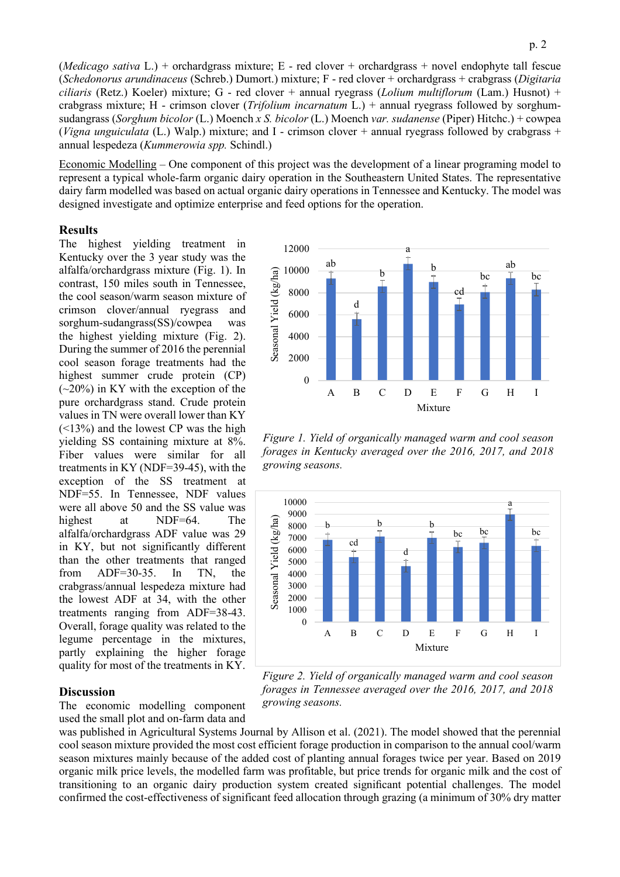(*Medicago sativa* L.) + orchardgrass mixture; E - red clover + orchardgrass + novel endophyte tall fescue (*Schedonorus arundinaceus* (Schreb.) Dumort.) mixture; F - red clover + orchardgrass + crabgrass (*Digitaria ciliaris* (Retz.) Koeler) mixture; G - red clover + annual ryegrass (*Lolium multiflorum* (Lam.) Husnot) + crabgrass mixture; H - crimson clover (*Trifolium incarnatum* L.) + annual ryegrass followed by sorghum-sudangrass (*Sorghum bicolor* (L.) Moench *x S. bicolor* (L.) Moench *var. sudanense* (Piper) Hitchc.) + cowpea (*Vigna unguiculata* (L.) Walp.) mixture; and I - crimson clover + annual ryegrass followed by crabgrass + annual lespedeza (*Kummerowia spp.* Schindl.)

Economic Modelling – One component of this project was the development of a linear programing model to represent a typical whole-farm organic dairy operation in the Southeastern United States. The representative dairy farm modelled was based on actual organic dairy operations in Tennessee and Kentucky. The model was designed investigate and optimize enterprise and feed options for the operation.

## Results

The highest yielding treatment in Kentucky over the 3 year study was the alfalfa/orchardgrass mixture (Fig. 1). In contrast, 150 miles south in Tennessee, the cool season/warm season mixture of crimson clover/annual ryegrass and sorghum-sudangrass(SS)/cowpea was the highest yielding mixture (Fig. 2). During the summer of 2016 the perennial cool season forage treatments had the highest summer crude protein (CP) (~20%) in KY with the exception of the pure orchardgrass stand. Crude protein values in TN were overall lower than KY (<13%) and the lowest CP was the high yielding SS containing mixture at 8%. Fiber values were similar for all treatments in KY (NDF=39-45), with the exception of the SS treatment at NDF=55. In Tennessee, NDF values were all above 50 and the SS value was highest at NDF=64. The alfalfa/orchardgrass ADF value was 29 in KY, but not significantly different than the other treatments that ranged from ADF=30-35. In TN, the crabgrass/annual lespedeza mixture had the lowest ADF at 34, with the other treatments ranging from ADF=38-43. Overall, forage quality was related to the legume percentage in the mixtures, partly explaining the higher forage quality for most of the treatments in KY.

*Figure 1. Yield of organically managed warm and cool season forages in Kentucky averaged over the 2016, 2017, and 2018 growing seasons.*

*Figure 2. Yield of organically managed warm and cool season forages in Tennessee averaged over the 2016, 2017, and 2018 growing seasons.*

## Discussion

The economic modelling component used the small plot and on-farm data and was published in Agricultural Systems Journal by Allison et al. (2021). The model showed that the perennial cool season mixture provided the most cost efficient forage production in comparison to the annual cool/warm season mixtures mainly because of the added cost of planting annual forages twice per year. Based on 2019 organic milk price levels, the modelled farm was profitable, but price trends for organic milk and the cost of transitioning to an organic dairy production system created significant potential challenges. The model confirmed the cost-effectiveness of significant feed allocation through grazing (a minimum of 30% dry matter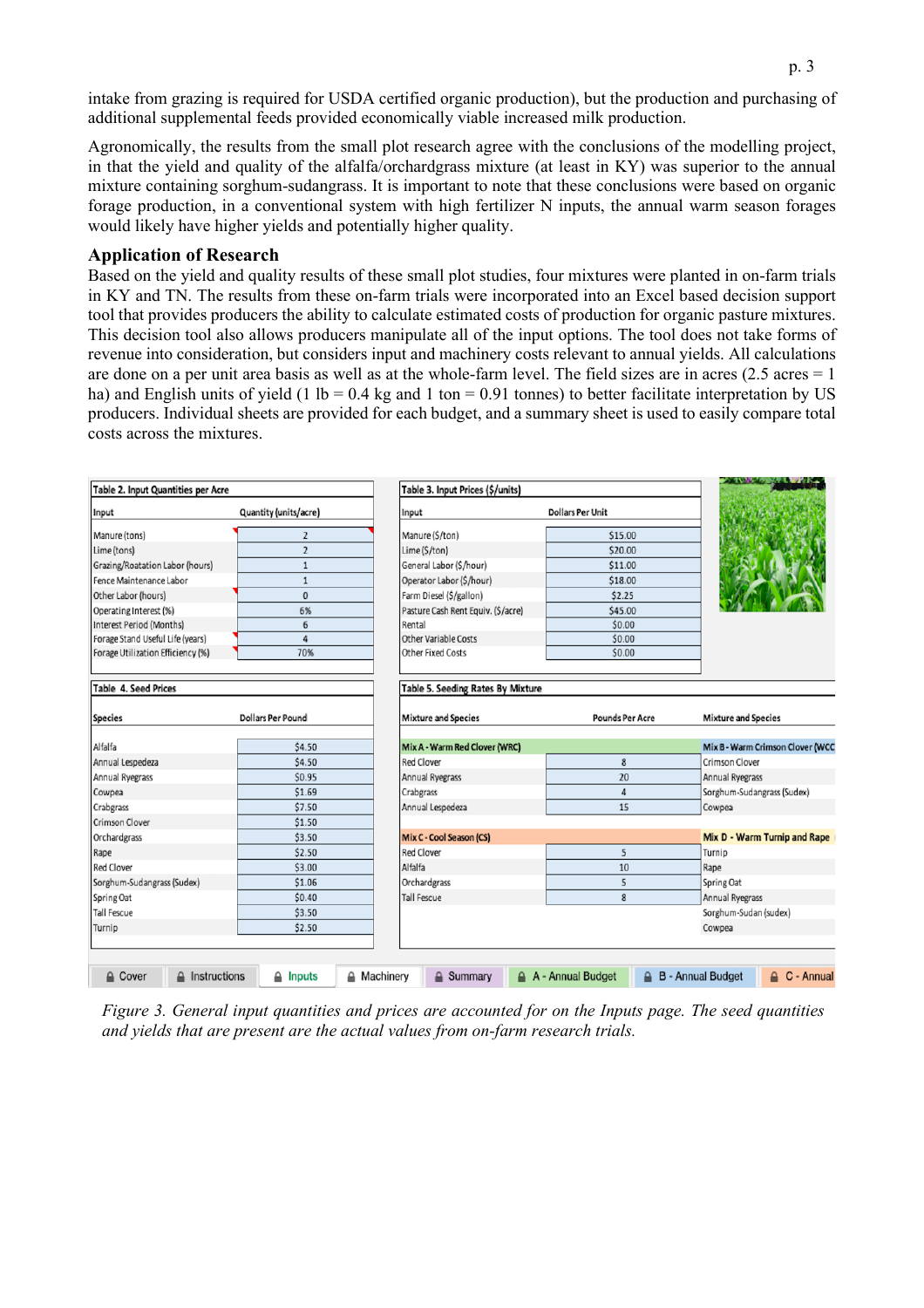intake from grazing is required for USDA certified organic production), but the production and purchasing of additional supplemental feeds provided economically viable increased milk production.

Agronomically, the results from the small plot research agree with the conclusions of the modelling project, in that the yield and quality of the alfalfa/orchardgrass mixture (at least in KY) was superior to the annual mixture containing sorghum-sudangrass. It is important to note that these conclusions were based on organic forage production, in a conventional system with high fertilizer N inputs, the annual warm season forages would likely have higher yields and potentially higher quality.

## Application of Research

Based on the yield and quality results of these small plot studies, four mixtures were planted in on-farm trials in KY and TN. The results from these on-farm trials were incorporated into an Excel based decision support tool that provides producers the ability to calculate estimated costs of production for organic pasture mixtures. This decision tool also allows producers manipulate all of the input options. The tool does not take forms of revenue into consideration, but considers input and machinery costs relevant to annual yields. All calculations are done on a per unit area basis as well as at the whole-farm level. The field sizes are in acres (2.5 acres = 1 ha) and English units of yield (1 lb = 0.4 kg and 1 ton = 0.91 tonnes) to better facilitate interpretation by US producers. Individual sheets are provided for each budget, and a summary sheet is used to easily compare total costs across the mixtures.

**Table 2. Input Quantities per Acre**

| Input | Quantity (units/acre) |
|---|---|
| Manure (tons) | 2 |
| Lime (tons) | 2 |
| Grazing/Roatation Labor (hours) | 1 |
| Fence Maintenance Labor | 1 |
| Other Labor (hours) | 0 |
| Operating Interest (%) | 6% |
| Interest Period (Months) | 6 |
| Forage Stand Useful Life (years) | 4 |
| Forage Utilization Efficiency (%) | 70% |

**Table 3. Input Prices ($/units)**

| Input | Dollars Per Unit |
|---|---|
| Manure ($/ton) | $15.00 |
| Lime ($/ton) | $20.00 |
| General Labor ($/hour) | $11.00 |
| Operator Labor ($/hour) | $18.00 |
| Farm Diesel ($/gallon) | $2.25 |
| Pasture Cash Rent Equiv. ($/acre) | $45.00 |
| Rental | $0.00 |
| Other Variable Costs | $0.00 |
| Other Fixed Costs | $0.00 |

**Table 4. Seed Prices**

| Species | Dollars Per Pound |
|---|---|
| Alfalfa | $4.50 |
| Annual Lespedeza | $4.50 |
| Annual Ryegrass | $0.95 |
| Cowpea | $1.69 |
| Crabgrass | $7.50 |
| Crimson Clover | $1.50 |
| Orchardgrass | $3.50 |
| Rape | $2.50 |
| Red Clover | $3.00 |
| Sorghum-Sudangrass (Sudex) | $1.06 |
| Spring Oat | $0.40 |
| Tall Fescue | $3.50 |
| Turnip | $2.50 |

**Table 5. Seeding Rates By Mixture**

| Mixture and Species | Pounds Per Acre | Mixture and Species |
|---|---|---|
| **Mix A - Warm Red Clover (WRC)** | | **Mix B - Warm Crimson Clover (WCC** |
| Red Clover | 8 | Crimson Clover |
| Annual Ryegrass | 20 | Annual Ryegrass |
| Crabgrass | 4 | Sorghum-Sudangrass (Sudex) |
| Annual Lespedeza | 15 | Cowpea |
| **Mix C - Cool Season (CS)** | | **Mix D - Warm Turnip and Rape** |
| Red Clover | 5 | Turnip |
| Alfalfa | 10 | Rape |
| Orchardgrass | 5 | Spring Oat |
| Tall Fescue | 8 | Annual Ryegrass |
| | | Sorghum-Sudan (sudex) |
| | | Cowpea |

Cover | Instructions | Inputs | Machinery | Summary | A - Annual Budget | B - Annual Budget | C - Annual

*Figure 3. General input quantities and prices are accounted for on the Inputs page. The seed quantities and yields that are present are the actual values from on-farm research trials.*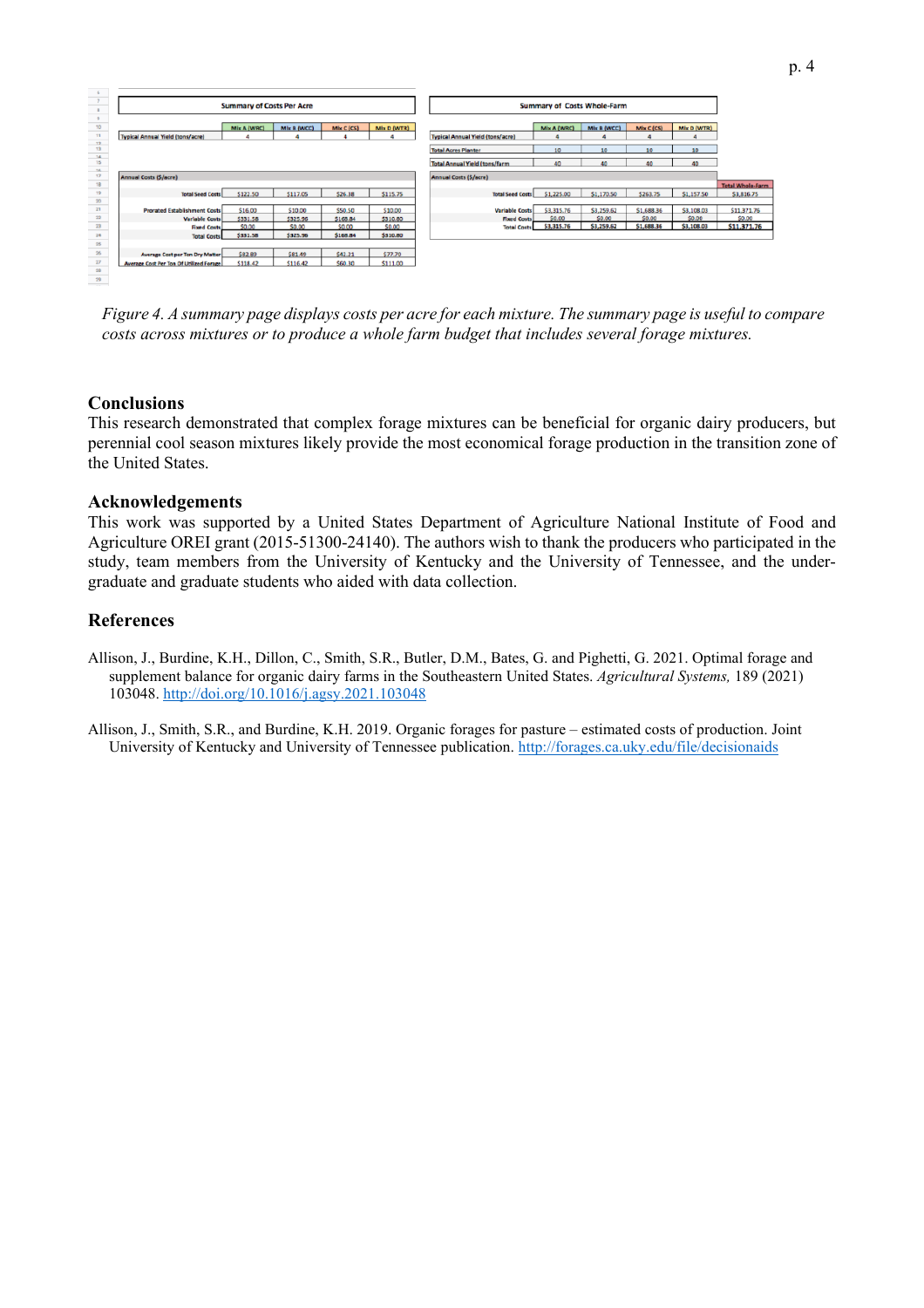**Summary of Costs Per Acre**

| | Mix A (WRC) | Mix B (WCC) | Mix C (CS) | Mix D (WTR) |
|---|---|---|---|---|
| Typical Annual Yield (tons/acre) | 4 | 4 | 4 | 4 |
| **Annual Costs ($/acre)** | | | | |
| Total Seed Costs | $121.50 | $117.05 | $26.38 | $115.75 |
| Prorated Establishment Costs | $16.00 | $10.00 | $50.50 | $10.00 |
| Variable Costs | $331.58 | $325.96 | $168.84 | $310.80 |
| Fixed Costs | $0.00 | $0.00 | $0.00 | $0.00 |
| Total Costs | $331.58 | $325.96 | $168.84 | $310.80 |
| Average Cost per Ton Dry Matter | $82.89 | $81.49 | $42.21 | $77.70 |
| Average Cost Per Ton Of Utilized Forage | $118.42 | $116.42 | $60.30 | $111.00 |

**Summary of Costs Whole-Farm**

| | Mix A (WRC) | Mix B (WCC) | Mix C (CS) | Mix D (WTR) | Total Whole-Farm |
|---|---|---|---|---|---|
| Typical Annual Yield (tons/acre) | 4 | 4 | 4 | 4 | |
| Total Acres Planter | 10 | 10 | 10 | 10 | |
| Total Annual Yield (tons/farm) | 40 | 40 | 40 | 40 | |
| **Annual Costs ($/acre)** | | | | | |
| Total Seed Costs | $1,225.00 | $1,170.50 | $263.75 | $1,157.50 | $3,816.75 |
| Variable Costs | $3,315.76 | $3,259.62 | $1,688.36 | $3,108.03 | $11,371.76 |
| Fixed Costs | $0.00 | $0.00 | $0.00 | $0.00 | $0.00 |
| Total Costs | $3,315.76 | $3,259.62 | $1,688.36 | $3,108.03 | $11,371.76 |

*Figure 4. A summary page displays costs per acre for each mixture. The summary page is useful to compare costs across mixtures or to produce a whole farm budget that includes several forage mixtures.*

## Conclusions

This research demonstrated that complex forage mixtures can be beneficial for organic dairy producers, but perennial cool season mixtures likely provide the most economical forage production in the transition zone of the United States.

## Acknowledgements

This work was supported by a United States Department of Agriculture National Institute of Food and Agriculture OREI grant (2015-51300-24140). The authors wish to thank the producers who participated in the study, team members from the University of Kentucky and the University of Tennessee, and the under-graduate and graduate students who aided with data collection.

## References

Allison, J., Burdine, K.H., Dillon, C., Smith, S.R., Butler, D.M., Bates, G. and Pighetti, G. 2021. Optimal forage and supplement balance for organic dairy farms in the Southeastern United States. *Agricultural Systems,* 189 (2021) 103048. http://doi.org/10.1016/j.agsy.2021.103048

Allison, J., Smith, S.R., and Burdine, K.H. 2019. Organic forages for pasture – estimated costs of production. Joint University of Kentucky and University of Tennessee publication. http://forages.ca.uky.edu/file/decisionaids